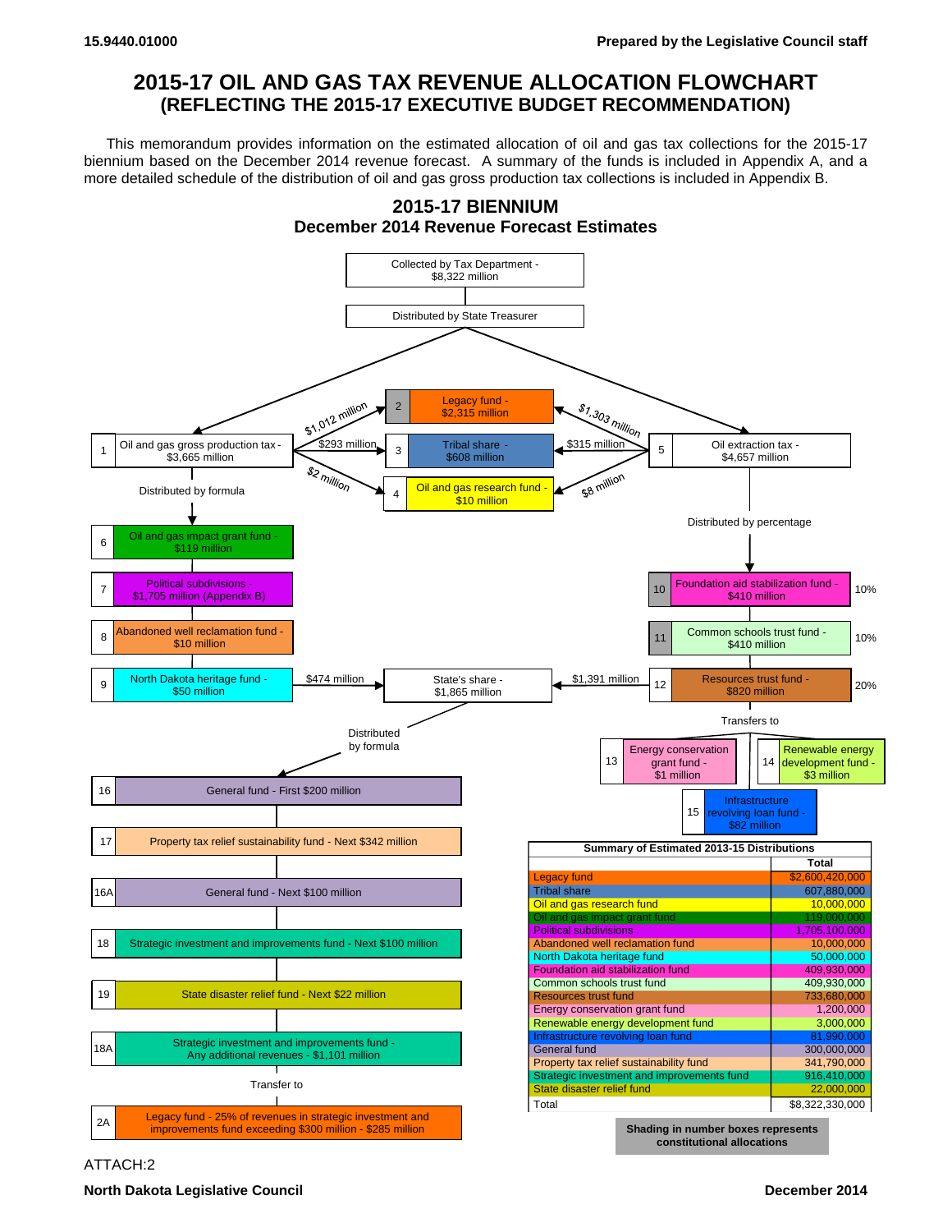15.9440.01000

Prepared by the Legislative Council staff

# 2015-17 OIL AND GAS TAX REVENUE ALLOCATION FLOWCHART
## (REFLECTING THE 2015-17 EXECUTIVE BUDGET RECOMMENDATION)

This memorandum provides information on the estimated allocation of oil and gas tax collections for the 2015-17 biennium based on the December 2014 revenue forecast. A summary of the funds is included in Appendix A, and a more detailed schedule of the distribution of oil and gas gross production tax collections is included in Appendix B.

## 2015-17 BIENNIUM
### December 2014 Revenue Forecast Estimates

Collected by Tax Department - $8,322 million

Distributed by State Treasurer

1 Oil and gas gross production tax - $3,665 million

- $1,012 million → 2 Legacy fund - $2,315 million
- $293 million → 3 Tribal share - $608 million
- $2 million → 4 Oil and gas research fund - $10 million

5 Oil extraction tax - $4,657 million

- $1,303 million → 2 Legacy fund
- $315 million → 3 Tribal share
- $8 million → 4 Oil and gas research fund

Oil and gas gross production tax - Distributed by formula:

- 6 Oil and gas impact grant fund - $119 million
- 7 Political subdivisions - $1,705 million (Appendix B)
- 8 Abandoned well reclamation fund - $10 million
- 9 North Dakota heritage fund - $50 million
- $474 million → State's share - $1,865 million

Oil extraction tax - Distributed by percentage:

- 10 Foundation aid stabilization fund - $410 million (10%)
- 11 Common schools trust fund - $410 million (10%)
- 12 Resources trust fund - $820 million (20%)
- $1,391 million → State's share - $1,865 million

Resources trust fund - Transfers to:

- 13 Energy conservation grant fund - $1 million
- 14 Renewable energy development fund - $3 million
- 15 Infrastructure revolving loan fund - $82 million

State's share - Distributed by formula:

- 16 General fund - First $200 million
- 17 Property tax relief sustainability fund - Next $342 million
- 16A General fund - Next $100 million
- 18 Strategic investment and improvements fund - Next $100 million
- 19 State disaster relief fund - Next $22 million
- 18A Strategic investment and improvements fund - Any additional revenues - $1,101 million
  - Transfer to: 2A Legacy fund - 25% of revenues in strategic investment and improvements fund exceeding $300 million - $285 million

**Summary of Estimated 2013-15 Distributions**

| | Total |
|---|---|
| Legacy fund | $2,600,420,000 |
| Tribal share | 607,880,000 |
| Oil and gas research fund | 10,000,000 |
| Oil and gas impact grant fund | 119,000,000 |
| Political subdivisions | 1,705,100,000 |
| Abandoned well reclamation fund | 10,000,000 |
| North Dakota heritage fund | 50,000,000 |
| Foundation aid stabilization fund | 409,930,000 |
| Common schools trust fund | 409,930,000 |
| Resources trust fund | 733,680,000 |
| Energy conservation grant fund | 1,200,000 |
| Renewable energy development fund | 3,000,000 |
| Infrastructure revolving loan fund | 81,990,000 |
| General fund | 300,000,000 |
| Property tax relief sustainability fund | 341,790,000 |
| Strategic investment and improvements fund | 916,410,000 |
| State disaster relief fund | 22,000,000 |
| Total | $8,322,330,000 |

**Shading in number boxes represents constitutional allocations**

ATTACH:2

North Dakota Legislative Council

December 2014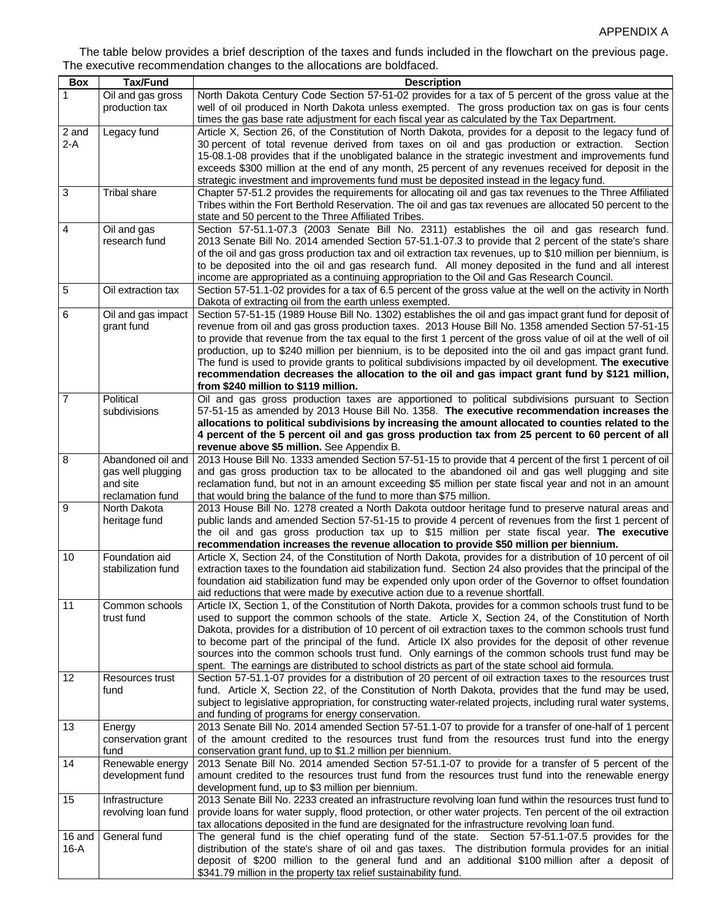APPENDIX A

The table below provides a brief description of the taxes and funds included in the flowchart on the previous page. The executive recommendation changes to the allocations are boldfaced.

| Box | Tax/Fund | Description |
|---|---|---|
| 1 | Oil and gas gross production tax | North Dakota Century Code Section 57-51-02 provides for a tax of 5 percent of the gross value at the well of oil produced in North Dakota unless exempted. The gross production tax on gas is four cents times the gas base rate adjustment for each fiscal year as calculated by the Tax Department. |
| 2 and 2-A | Legacy fund | Article X, Section 26, of the Constitution of North Dakota, provides for a deposit to the legacy fund of 30 percent of total revenue derived from taxes on oil and gas production or extraction. Section 15-08.1-08 provides that if the unobligated balance in the strategic investment and improvements fund exceeds $300 million at the end of any month, 25 percent of any revenues received for deposit in the strategic investment and improvements fund must be deposited instead in the legacy fund. |
| 3 | Tribal share | Chapter 57-51.2 provides the requirements for allocating oil and gas tax revenues to the Three Affiliated Tribes within the Fort Berthold Reservation. The oil and gas tax revenues are allocated 50 percent to the state and 50 percent to the Three Affiliated Tribes. |
| 4 | Oil and gas research fund | Section 57-51.1-07.3 (2003 Senate Bill No. 2311) establishes the oil and gas research fund. 2013 Senate Bill No. 2014 amended Section 57-51.1-07.3 to provide that 2 percent of the state's share of the oil and gas gross production tax and oil extraction tax revenues, up to $10 million per biennium, is to be deposited into the oil and gas research fund. All money deposited in the fund and all interest income are appropriated as a continuing appropriation to the Oil and Gas Research Council. |
| 5 | Oil extraction tax | Section 57-51.1-02 provides for a tax of 6.5 percent of the gross value at the well on the activity in North Dakota of extracting oil from the earth unless exempted. |
| 6 | Oil and gas impact grant fund | Section 57-51-15 (1989 House Bill No. 1302) establishes the oil and gas impact grant fund for deposit of revenue from oil and gas gross production taxes. 2013 House Bill No. 1358 amended Section 57-51-15 to provide that revenue from the tax equal to the first 1 percent of the gross value of oil at the well of oil production, up to $240 million per biennium, is to be deposited into the oil and gas impact grant fund. The fund is used to provide grants to political subdivisions impacted by oil development. **The executive recommendation decreases the allocation to the oil and gas impact grant fund by $121 million, from $240 million to $119 million.** |
| 7 | Political subdivisions | Oil and gas gross production taxes are apportioned to political subdivisions pursuant to Section 57-51-15 as amended by 2013 House Bill No. 1358. **The executive recommendation increases the allocations to political subdivisions by increasing the amount allocated to counties related to the 4 percent of the 5 percent oil and gas gross production tax from 25 percent to 60 percent of all revenue above $5 million.** See Appendix B. |
| 8 | Abandoned oil and gas well plugging and site reclamation fund | 2013 House Bill No. 1333 amended Section 57-51-15 to provide that 4 percent of the first 1 percent of oil and gas gross production tax to be allocated to the abandoned oil and gas well plugging and site reclamation fund, but not in an amount exceeding $5 million per state fiscal year and not in an amount that would bring the balance of the fund to more than $75 million. |
| 9 | North Dakota heritage fund | 2013 House Bill No. 1278 created a North Dakota outdoor heritage fund to preserve natural areas and public lands and amended Section 57-51-15 to provide 4 percent of revenues from the first 1 percent of the oil and gas gross production tax up to $15 million per state fiscal year. **The executive recommendation increases the revenue allocation to provide $50 million per biennium.** |
| 10 | Foundation aid stabilization fund | Article X, Section 24, of the Constitution of North Dakota, provides for a distribution of 10 percent of oil extraction taxes to the foundation aid stabilization fund. Section 24 also provides that the principal of the foundation aid stabilization fund may be expended only upon order of the Governor to offset foundation aid reductions that were made by executive action due to a revenue shortfall. |
| 11 | Common schools trust fund | Article IX, Section 1, of the Constitution of North Dakota, provides for a common schools trust fund to be used to support the common schools of the state. Article X, Section 24, of the Constitution of North Dakota, provides for a distribution of 10 percent of oil extraction taxes to the common schools trust fund to become part of the principal of the fund. Article IX also provides for the deposit of other revenue sources into the common schools trust fund. Only earnings of the common schools trust fund may be spent. The earnings are distributed to school districts as part of the state school aid formula. |
| 12 | Resources trust fund | Section 57-51.1-07 provides for a distribution of 20 percent of oil extraction taxes to the resources trust fund. Article X, Section 22, of the Constitution of North Dakota, provides that the fund may be used, subject to legislative appropriation, for constructing water-related projects, including rural water systems, and funding of programs for energy conservation. |
| 13 | Energy conservation grant fund | 2013 Senate Bill No. 2014 amended Section 57-51.1-07 to provide for a transfer of one-half of 1 percent of the amount credited to the resources trust fund from the resources trust fund into the energy conservation grant fund, up to $1.2 million per biennium. |
| 14 | Renewable energy development fund | 2013 Senate Bill No. 2014 amended Section 57-51.1-07 to provide for a transfer of 5 percent of the amount credited to the resources trust fund from the resources trust fund into the renewable energy development fund, up to $3 million per biennium. |
| 15 | Infrastructure revolving loan fund | 2013 Senate Bill No. 2233 created an infrastructure revolving loan fund within the resources trust fund to provide loans for water supply, flood protection, or other water projects. Ten percent of the oil extraction tax allocations deposited in the fund are designated for the infrastructure revolving loan fund. |
| 16 and 16-A | General fund | The general fund is the chief operating fund of the state. Section 57-51.1-07.5 provides for the distribution of the state's share of oil and gas taxes. The distribution formula provides for an initial deposit of $200 million to the general fund and an additional $100 million after a deposit of $341.79 million in the property tax relief sustainability fund. |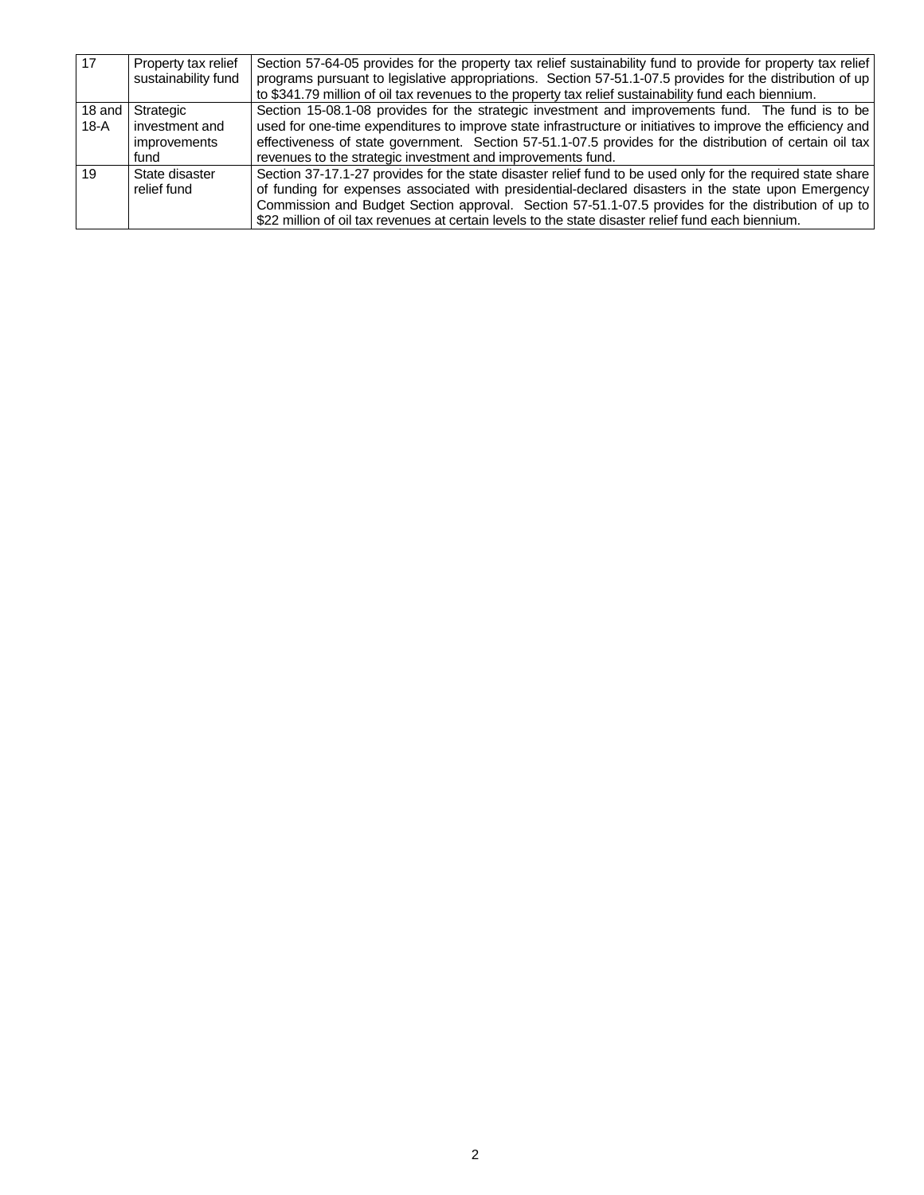| | | |
|---|---|---|
| 17 | Property tax relief sustainability fund | Section 57-64-05 provides for the property tax relief sustainability fund to provide for property tax relief programs pursuant to legislative appropriations. Section 57-51.1-07.5 provides for the distribution of up to $341.79 million of oil tax revenues to the property tax relief sustainability fund each biennium. |
| 18 and 18-A | Strategic investment and improvements fund | Section 15-08.1-08 provides for the strategic investment and improvements fund. The fund is to be used for one-time expenditures to improve state infrastructure or initiatives to improve the efficiency and effectiveness of state government. Section 57-51.1-07.5 provides for the distribution of certain oil tax revenues to the strategic investment and improvements fund. |
| 19 | State disaster relief fund | Section 37-17.1-27 provides for the state disaster relief fund to be used only for the required state share of funding for expenses associated with presidential-declared disasters in the state upon Emergency Commission and Budget Section approval. Section 57-51.1-07.5 provides for the distribution of up to $22 million of oil tax revenues at certain levels to the state disaster relief fund each biennium. |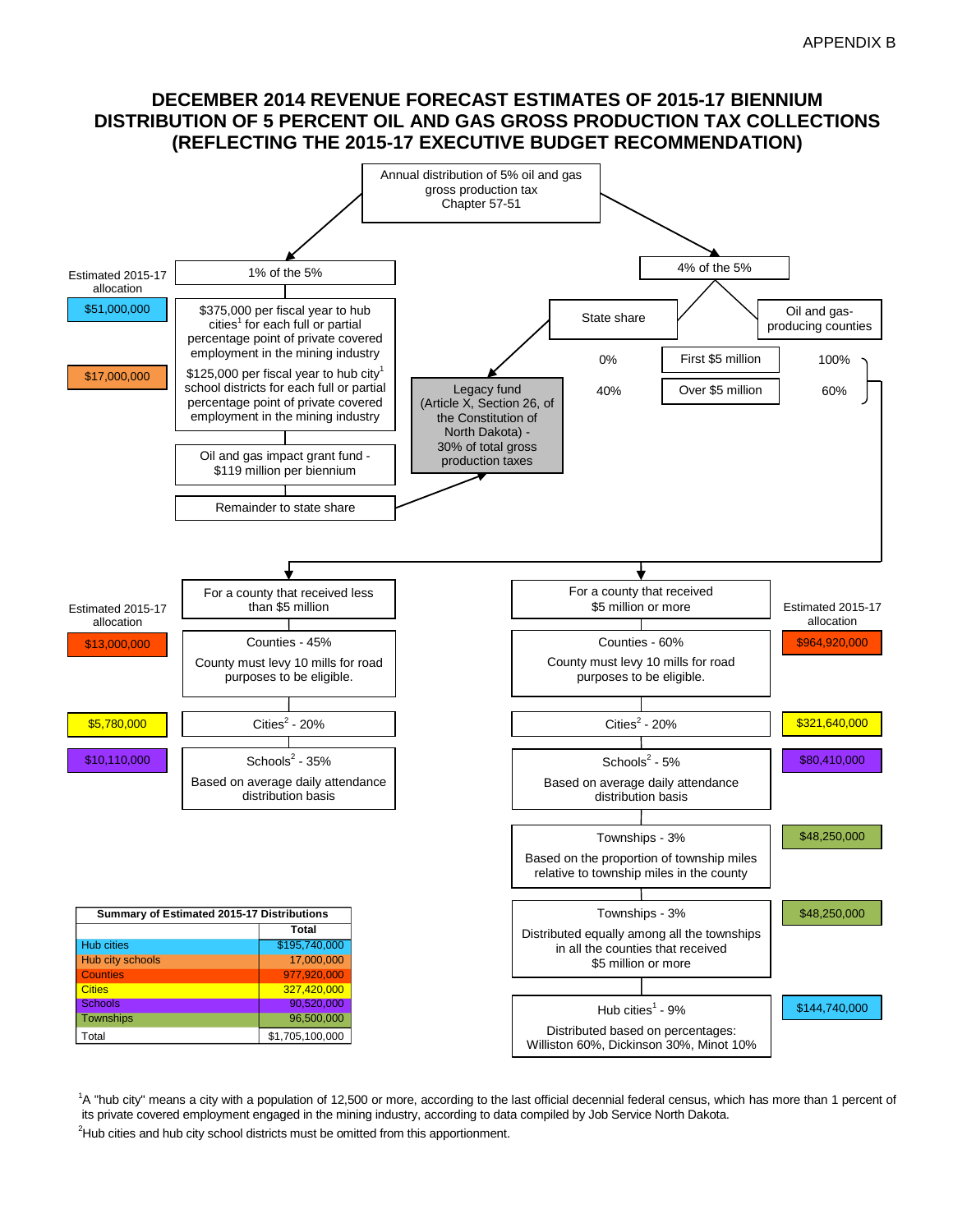APPENDIX B

# DECEMBER 2014 REVENUE FORECAST ESTIMATES OF 2015-17 BIENNIUM DISTRIBUTION OF 5 PERCENT OIL AND GAS GROSS PRODUCTION TAX COLLECTIONS (REFLECTING THE 2015-17 EXECUTIVE BUDGET RECOMMENDATION)

Annual distribution of 5% oil and gas gross production tax Chapter 57-51

1% of the 5%

Estimated 2015-17 allocation

$51,000,000

$375,000 per fiscal year to hub cities[1] for each full or partial percentage point of private covered employment in the mining industry

$17,000,000

$125,000 per fiscal year to hub city[1] school districts for each full or partial percentage point of private covered employment in the mining industry

Oil and gas impact grant fund - $119 million per biennium

Remainder to state share

4% of the 5%

State share

Oil and gas-producing counties

0% — First $5 million — 100%

40% — Over $5 million — 60%

Legacy fund (Article X, Section 26, of the Constitution of North Dakota) - 30% of total gross production taxes

For a county that received less than $5 million

Estimated 2015-17 allocation

$13,000,000 — Counties - 45%

County must levy 10 mills for road purposes to be eligible.

$5,780,000 — Cities[2] - 20%

$10,110,000 — Schools[2] - 35%

Based on average daily attendance distribution basis

For a county that received $5 million or more

Estimated 2015-17 allocation

Counties - 60% — $964,920,000

County must levy 10 mills for road purposes to be eligible.

Cities[2] - 20% — $321,640,000

Schools[2] - 5% — $80,410,000

Based on average daily attendance distribution basis

Townships - 3% — $48,250,000

Based on the proportion of township miles relative to township miles in the county

Townships - 3% — $48,250,000

Distributed equally among all the townships in all the counties that received $5 million or more

Hub cities[1] - 9% — $144,740,000

Distributed based on percentages: Williston 60%, Dickinson 30%, Minot 10%

| Summary of Estimated 2015-17 Distributions | Total |
|---|---|
| Hub cities | $195,740,000 |
| Hub city schools | 17,000,000 |
| Counties | 977,920,000 |
| Cities | 327,420,000 |
| Schools | 90,520,000 |
| Townships | 96,500,000 |
| Total | $1,705,100,000 |

[1]A "hub city" means a city with a population of 12,500 or more, according to the last official decennial federal census, which has more than 1 percent of its private covered employment engaged in the mining industry, according to data compiled by Job Service North Dakota.

[2]Hub cities and hub city school districts must be omitted from this apportionment.